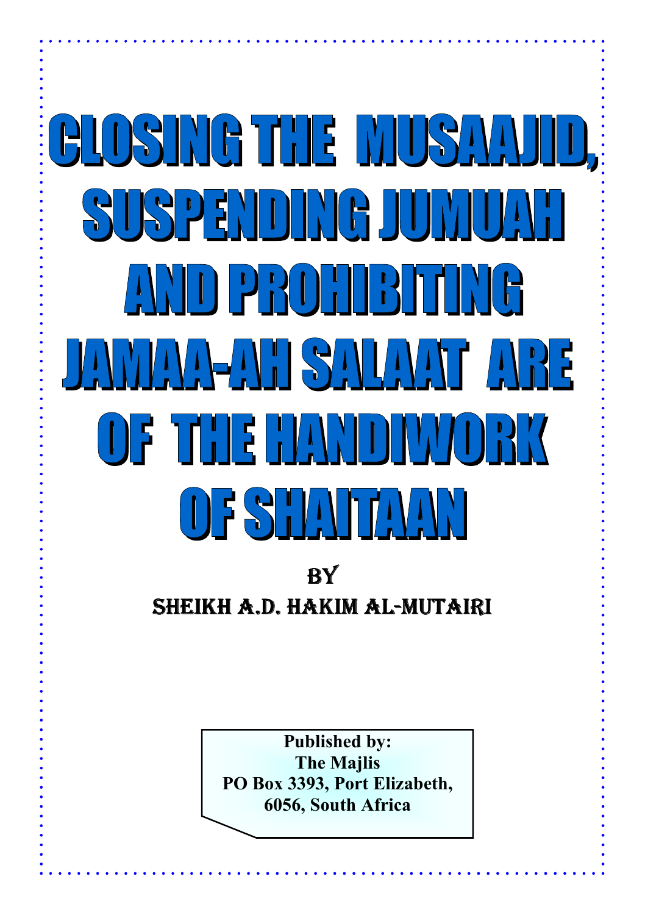# CLOSING THE MUSAAJID, SUSPENDING JUMUAH AND PROHIBITING JAMAA-AH SALAAT ARE OF THE HANDIWORK OF SHAITAAN

BY

SHEIKH A.D. HAKIM AL-MUTAIRI

**Published by:**
**The Majlis**
**PO Box 3393, Port Elizabeth,**
**6056, South Africa**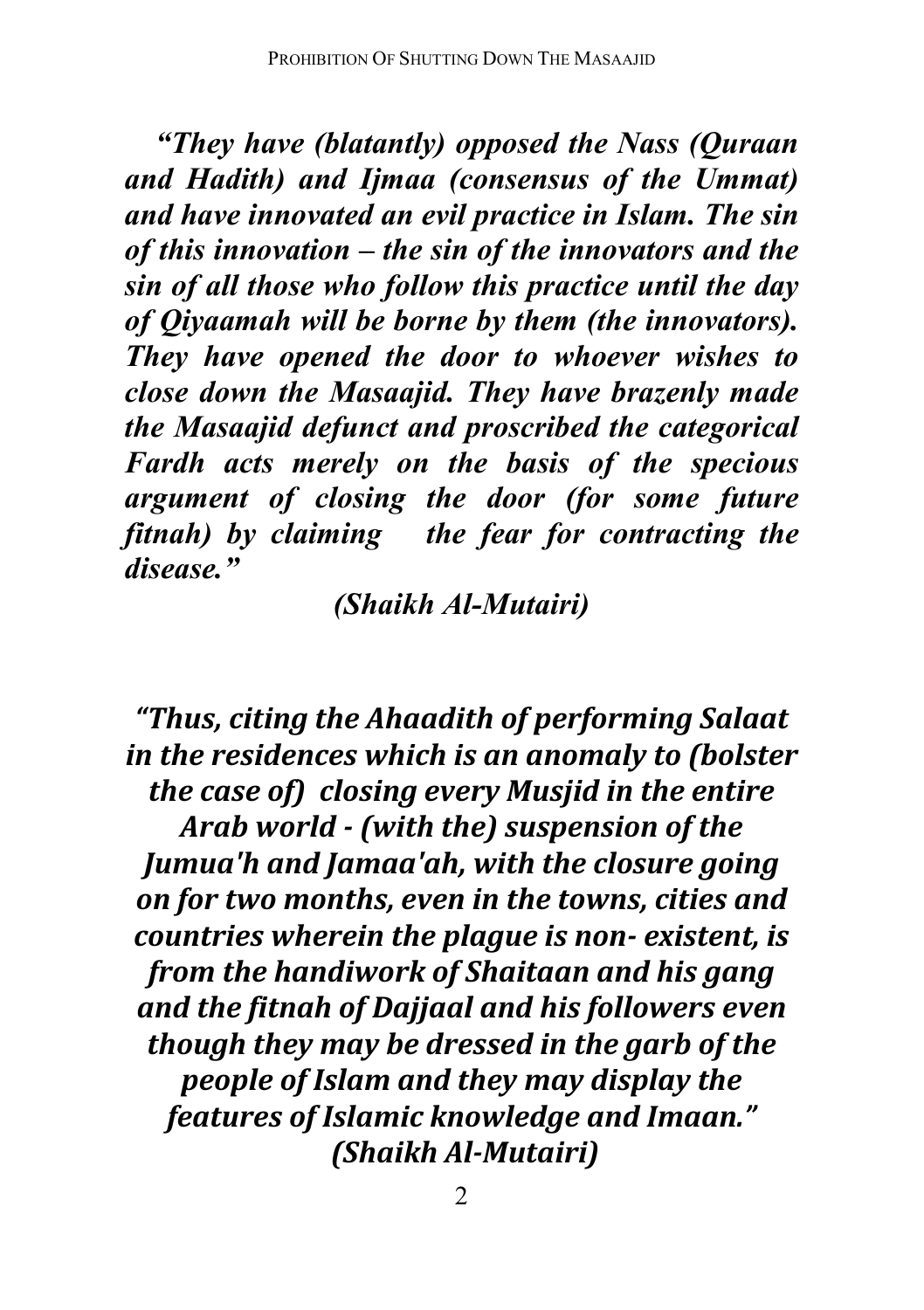***"They have (blatantly) opposed the Nass (Quraan and Hadith) and Ijmaa (consensus of the Ummat) and have innovated an evil practice in Islam. The sin of this innovation – the sin of the innovators and the sin of all those who follow this practice until the day of Qiyaamah will be borne by them (the innovators). They have opened the door to whoever wishes to close down the Masaajid. They have brazenly made the Masaajid defunct and proscribed the categorical Fardh acts merely on the basis of the specious argument of closing the door (for some future fitnah) by claiming the fear for contracting the disease."***

***(Shaikh Al-Mutairi)***

***"Thus, citing the Ahaadith of performing Salaat in the residences which is an anomaly to (bolster the case of) closing every Musjid in the entire Arab world - (with the) suspension of the Jumua'h and Jamaa'ah, with the closure going on for two months, even in the towns, cities and countries wherein the plague is non- existent, is from the handiwork of Shaitaan and his gang and the fitnah of Dajjaal and his followers even though they may be dressed in the garb of the people of Islam and they may display the features of Islamic knowledge and Imaan."***
***(Shaikh Al-Mutairi)***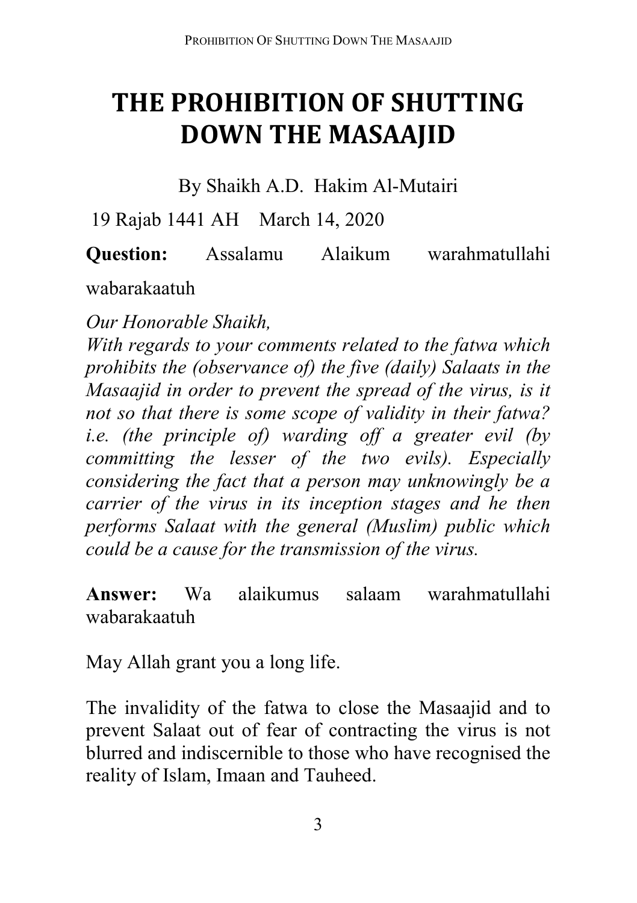# THE PROHIBITION OF SHUTTING DOWN THE MASAAJID

By Shaikh A.D. Hakim Al-Mutairi

19 Rajab 1441 AH March 14, 2020

**Question:** Assalamu Alaikum warahmatullahi wabarakaatuh

*Our Honorable Shaikh,*
*With regards to your comments related to the fatwa which prohibits the (observance of) the five (daily) Salaats in the Masaajid in order to prevent the spread of the virus, is it not so that there is some scope of validity in their fatwa? i.e. (the principle of) warding off a greater evil (by committing the lesser of the two evils). Especially considering the fact that a person may unknowingly be a carrier of the virus in its inception stages and he then performs Salaat with the general (Muslim) public which could be a cause for the transmission of the virus.*

**Answer:** Wa alaikumus salaam warahmatullahi wabarakaatuh

May Allah grant you a long life.

The invalidity of the fatwa to close the Masaajid and to prevent Salaat out of fear of contracting the virus is not blurred and indiscernible to those who have recognised the reality of Islam, Imaan and Tauheed.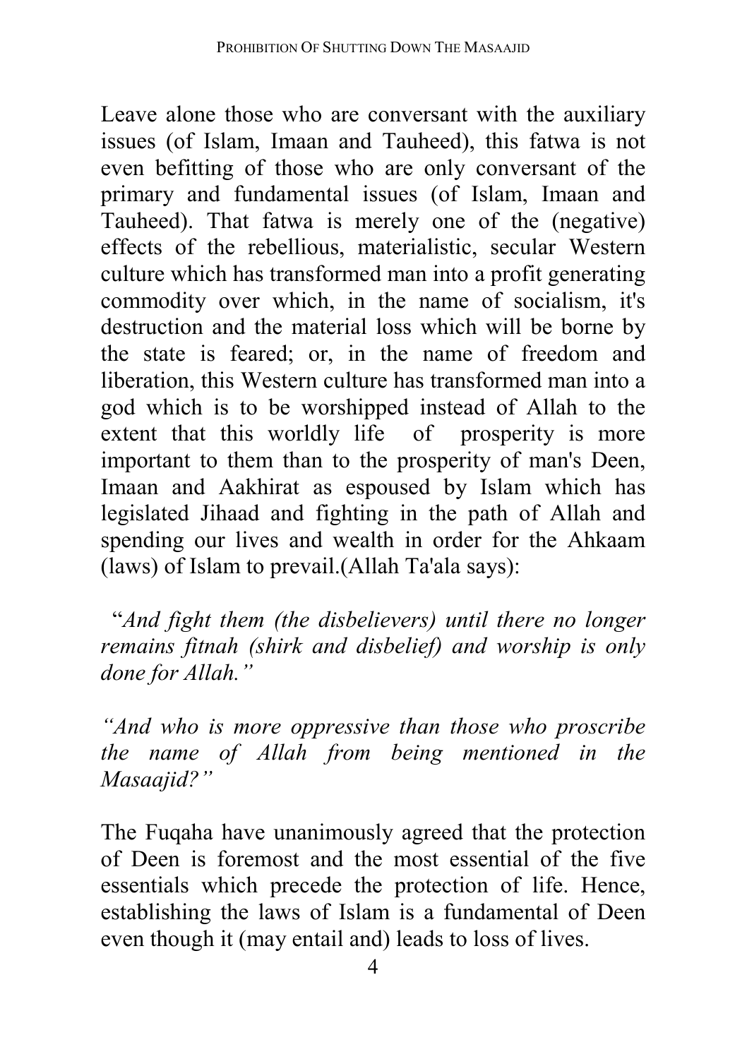Leave alone those who are conversant with the auxiliary issues (of Islam, Imaan and Tauheed), this fatwa is not even befitting of those who are only conversant of the primary and fundamental issues (of Islam, Imaan and Tauheed). That fatwa is merely one of the (negative) effects of the rebellious, materialistic, secular Western culture which has transformed man into a profit generating commodity over which, in the name of socialism, it's destruction and the material loss which will be borne by the state is feared; or, in the name of freedom and liberation, this Western culture has transformed man into a god which is to be worshipped instead of Allah to the extent that this worldly life of prosperity is more important to them than to the prosperity of man's Deen, Imaan and Aakhirat as espoused by Islam which has legislated Jihaad and fighting in the path of Allah and spending our lives and wealth in order for the Ahkaam (laws) of Islam to prevail.(Allah Ta'ala says):

"*And fight them (the disbelievers) until there no longer remains fitnah (shirk and disbelief) and worship is only done for Allah.*"

*"And who is more oppressive than those who proscribe the name of Allah from being mentioned in the Masaajid?"*

The Fuqaha have unanimously agreed that the protection of Deen is foremost and the most essential of the five essentials which precede the protection of life. Hence, establishing the laws of Islam is a fundamental of Deen even though it (may entail and) leads to loss of lives.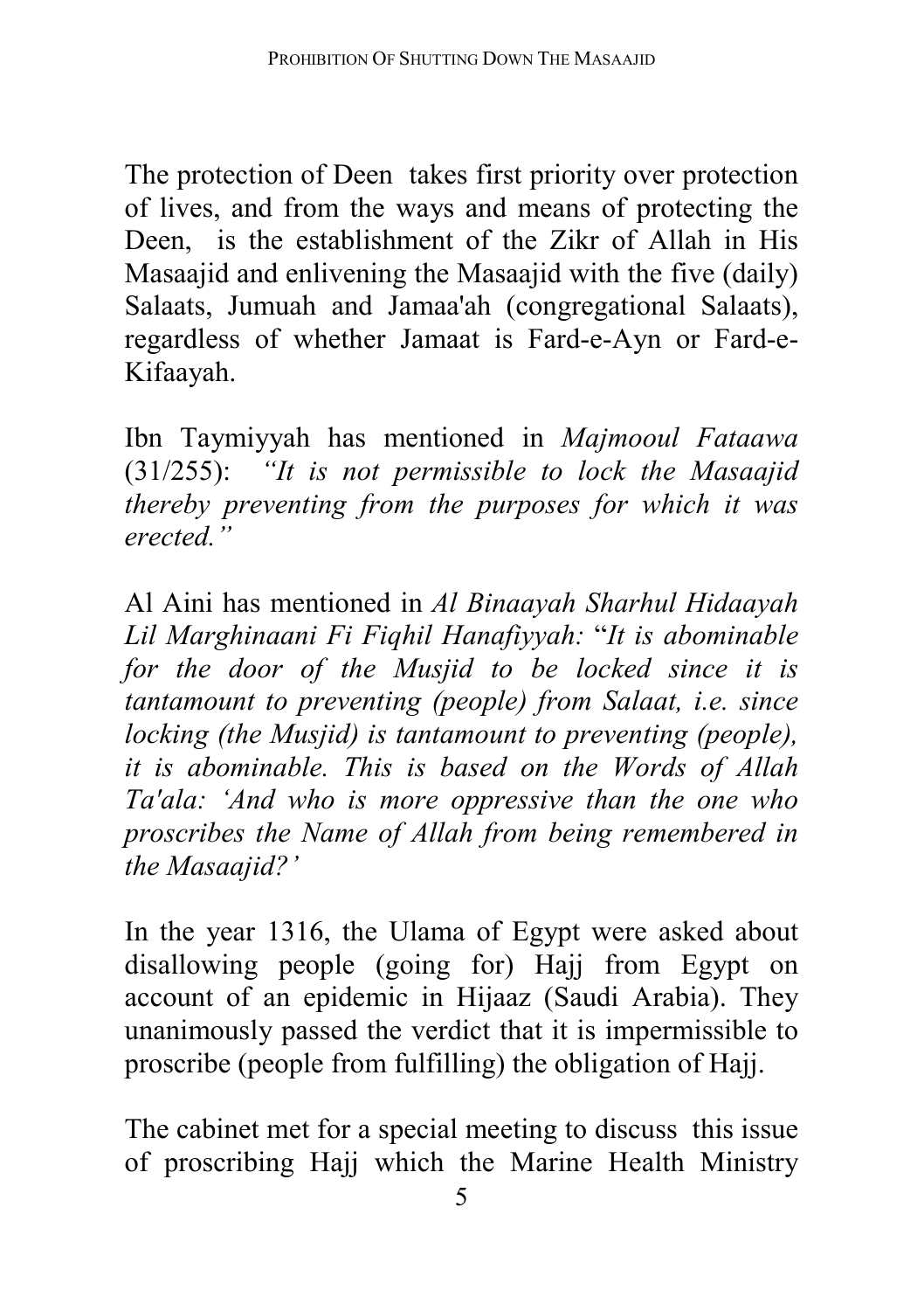The protection of Deen takes first priority over protection of lives, and from the ways and means of protecting the Deen, is the establishment of the Zikr of Allah in His Masaajid and enlivening the Masaajid with the five (daily) Salaats, Jumuah and Jamaa'ah (congregational Salaats), regardless of whether Jamaat is Fard-e-Ayn or Fard-e-Kifaayah.

Ibn Taymiyyah has mentioned in *Majmooul Fataawa* (31/255): *"It is not permissible to lock the Masaajid thereby preventing from the purposes for which it was erected."*

Al Aini has mentioned in *Al Binaayah Sharhul Hidaayah Lil Marghinaani Fi Fiqhil Hanafiyyah:* "*It is abominable for the door of the Musjid to be locked since it is tantamount to preventing (people) from Salaat, i.e. since locking (the Musjid) is tantamount to preventing (people), it is abominable. This is based on the Words of Allah Ta'ala: 'And who is more oppressive than the one who proscribes the Name of Allah from being remembered in the Masaajid?'*

In the year 1316, the Ulama of Egypt were asked about disallowing people (going for) Hajj from Egypt on account of an epidemic in Hijaaz (Saudi Arabia). They unanimously passed the verdict that it is impermissible to proscribe (people from fulfilling) the obligation of Hajj.

The cabinet met for a special meeting to discuss this issue of proscribing Hajj which the Marine Health Ministry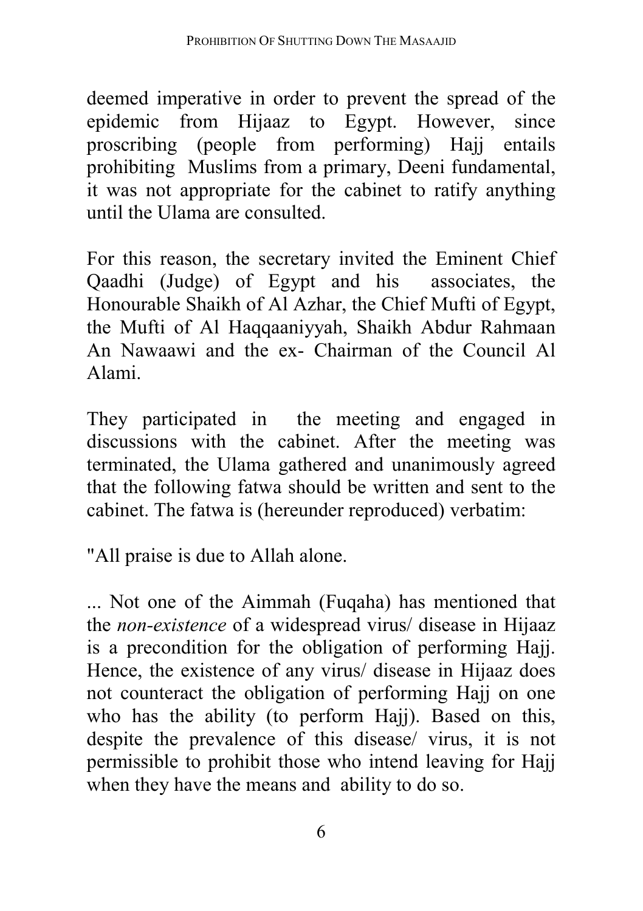deemed imperative in order to prevent the spread of the epidemic from Hijaaz to Egypt. However, since proscribing (people from performing) Hajj entails prohibiting Muslims from a primary, Deeni fundamental, it was not appropriate for the cabinet to ratify anything until the Ulama are consulted.

For this reason, the secretary invited the Eminent Chief Qaadhi (Judge) of Egypt and his associates, the Honourable Shaikh of Al Azhar, the Chief Mufti of Egypt, the Mufti of Al Haqqaaniyyah, Shaikh Abdur Rahmaan An Nawaawi and the ex- Chairman of the Council Al Alami.

They participated in the meeting and engaged in discussions with the cabinet. After the meeting was terminated, the Ulama gathered and unanimously agreed that the following fatwa should be written and sent to the cabinet. The fatwa is (hereunder reproduced) verbatim:

"All praise is due to Allah alone.

... Not one of the Aimmah (Fuqaha) has mentioned that the *non-existence* of a widespread virus/ disease in Hijaaz is a precondition for the obligation of performing Hajj. Hence, the existence of any virus/ disease in Hijaaz does not counteract the obligation of performing Hajj on one who has the ability (to perform Hajj). Based on this, despite the prevalence of this disease/ virus, it is not permissible to prohibit those who intend leaving for Hajj when they have the means and ability to do so.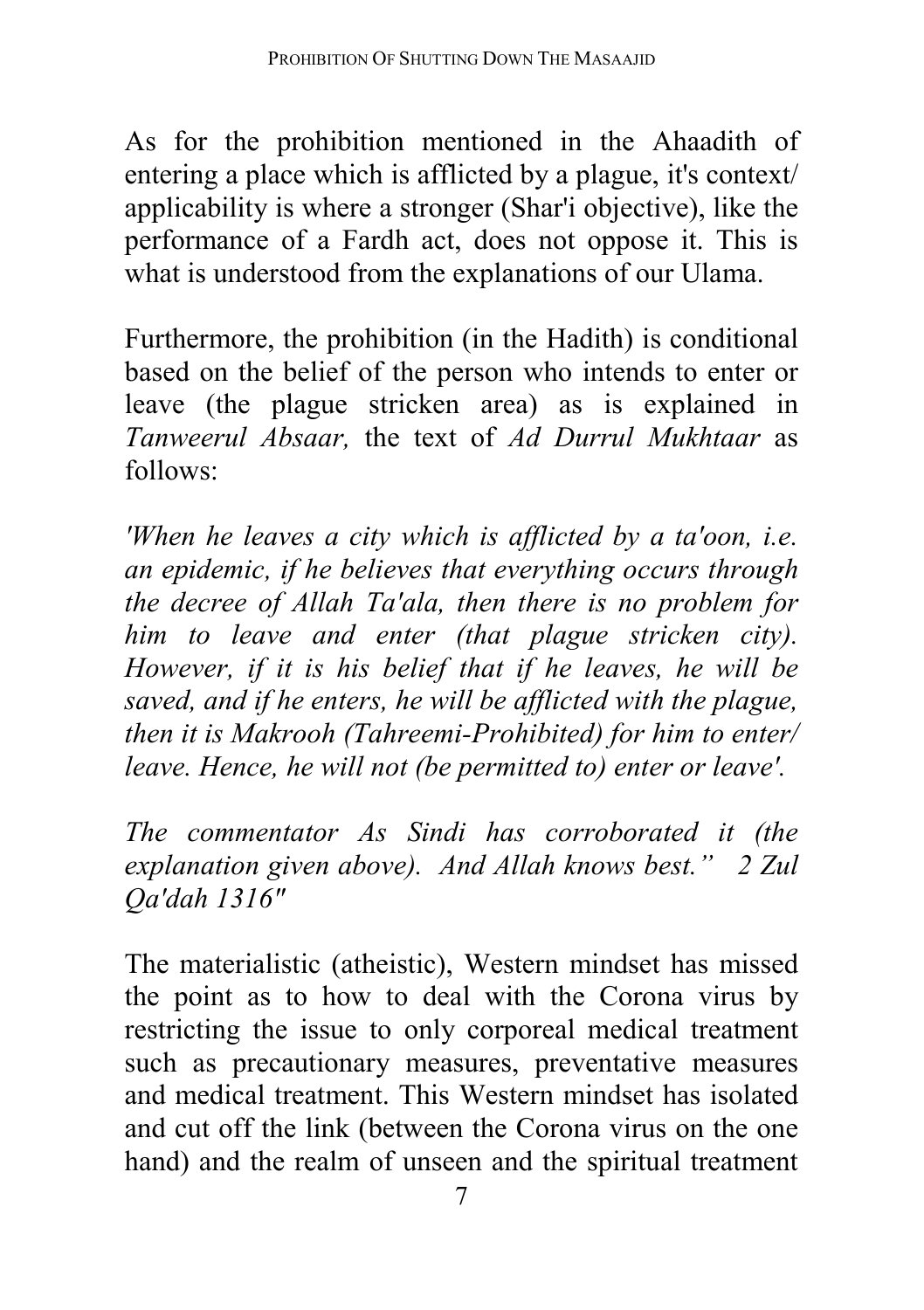As for the prohibition mentioned in the Ahaadith of entering a place which is afflicted by a plague, it's context/ applicability is where a stronger (Shar'i objective), like the performance of a Fardh act, does not oppose it. This is what is understood from the explanations of our Ulama.

Furthermore, the prohibition (in the Hadith) is conditional based on the belief of the person who intends to enter or leave (the plague stricken area) as is explained in *Tanweerul Absaar,* the text of *Ad Durrul Mukhtaar* as follows:

*'When he leaves a city which is afflicted by a ta'oon, i.e. an epidemic, if he believes that everything occurs through the decree of Allah Ta'ala, then there is no problem for him to leave and enter (that plague stricken city). However, if it is his belief that if he leaves, he will be saved, and if he enters, he will be afflicted with the plague, then it is Makrooh (Tahreemi-Prohibited) for him to enter/ leave. Hence, he will not (be permitted to) enter or leave'.*

*The commentator As Sindi has corroborated it (the explanation given above). And Allah knows best." 2 Zul Qa'dah 1316"*

The materialistic (atheistic), Western mindset has missed the point as to how to deal with the Corona virus by restricting the issue to only corporeal medical treatment such as precautionary measures, preventative measures and medical treatment. This Western mindset has isolated and cut off the link (between the Corona virus on the one hand) and the realm of unseen and the spiritual treatment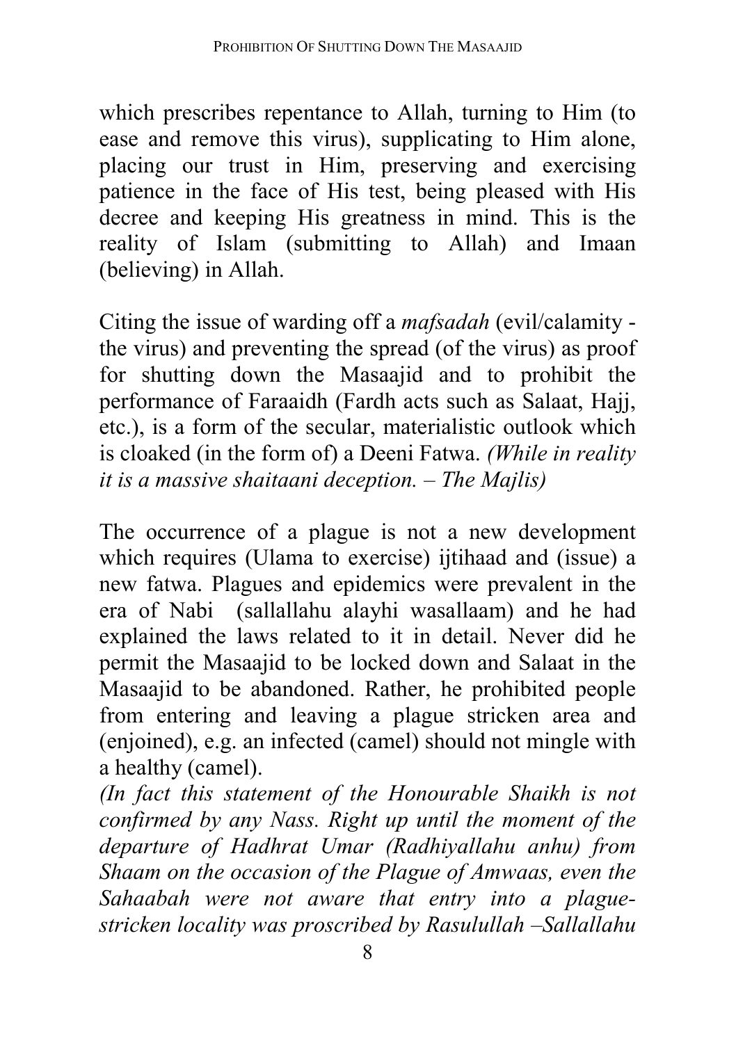which prescribes repentance to Allah, turning to Him (to ease and remove this virus), supplicating to Him alone, placing our trust in Him, preserving and exercising patience in the face of His test, being pleased with His decree and keeping His greatness in mind. This is the reality of Islam (submitting to Allah) and Imaan (believing) in Allah.

Citing the issue of warding off a *mafsadah* (evil/calamity - the virus) and preventing the spread (of the virus) as proof for shutting down the Masaajid and to prohibit the performance of Faraaidh (Fardh acts such as Salaat, Hajj, etc.), is a form of the secular, materialistic outlook which is cloaked (in the form of) a Deeni Fatwa. *(While in reality it is a massive shaitaani deception. – The Majlis)*

The occurrence of a plague is not a new development which requires (Ulama to exercise) ijtihaad and (issue) a new fatwa. Plagues and epidemics were prevalent in the era of Nabi (sallallahu alayhi wasallaam) and he had explained the laws related to it in detail. Never did he permit the Masaajid to be locked down and Salaat in the Masaajid to be abandoned. Rather, he prohibited people from entering and leaving a plague stricken area and (enjoined), e.g. an infected (camel) should not mingle with a healthy (camel).

*(In fact this statement of the Honourable Shaikh is not confirmed by any Nass. Right up until the moment of the departure of Hadhrat Umar (Radhiyallahu anhu) from Shaam on the occasion of the Plague of Amwaas, even the Sahaabah were not aware that entry into a plague-stricken locality was proscribed by Rasulullah –Sallallahu*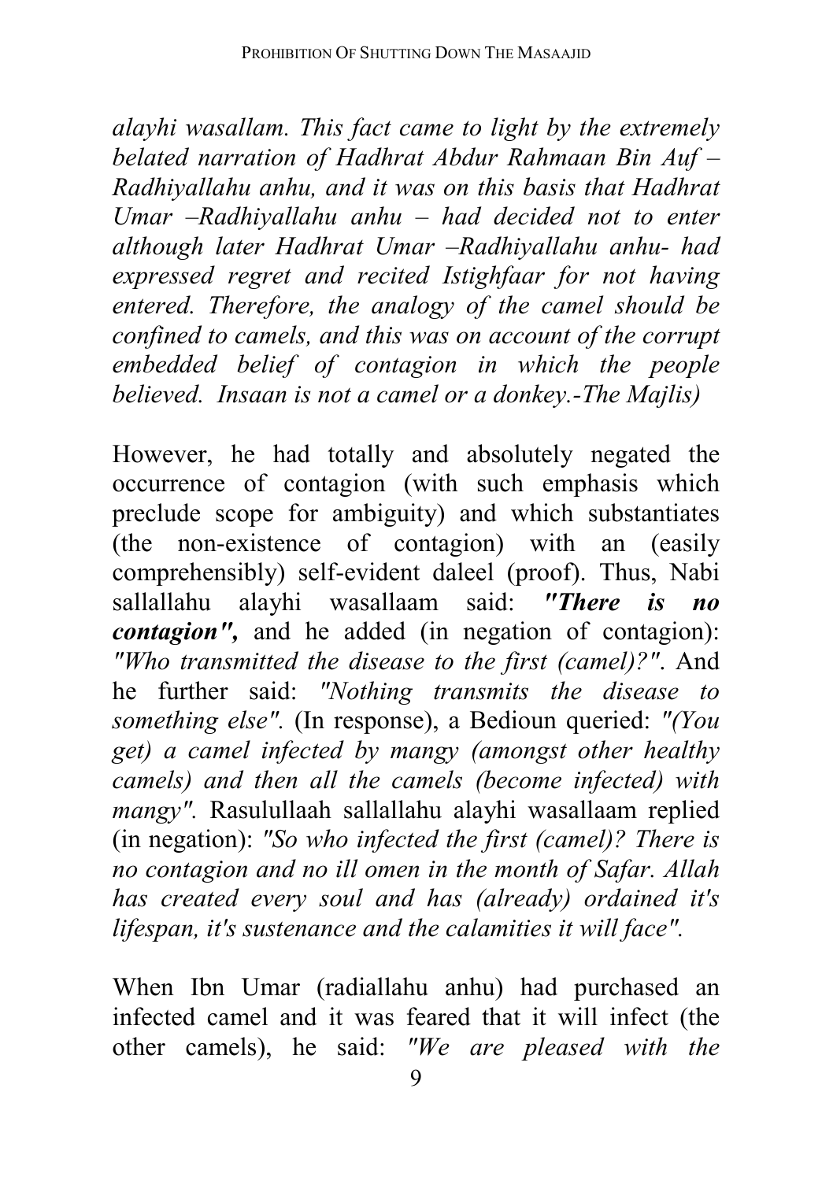*alayhi wasallam. This fact came to light by the extremely belated narration of Hadhrat Abdur Rahmaan Bin Auf – Radhiyallahu anhu, and it was on this basis that Hadhrat Umar –Radhiyallahu anhu – had decided not to enter although later Hadhrat Umar –Radhiyallahu anhu- had expressed regret and recited Istighfaar for not having entered. Therefore, the analogy of the camel should be confined to camels, and this was on account of the corrupt embedded belief of contagion in which the people believed. Insaan is not a camel or a donkey.-The Majlis)*

However, he had totally and absolutely negated the occurrence of contagion (with such emphasis which preclude scope for ambiguity) and which substantiates (the non-existence of contagion) with an (easily comprehensibly) self-evident daleel (proof). Thus, Nabi sallallahu alayhi wasallaam said: ***"There is no contagion",*** and he added (in negation of contagion): *"Who transmitted the disease to the first (camel)?"*. And he further said: *"Nothing transmits the disease to something else".* (In response), a Bedioun queried: *"(You get) a camel infected by mangy (amongst other healthy camels) and then all the camels (become infected) with mangy".* Rasulullaah sallallahu alayhi wasallaam replied (in negation): *"So who infected the first (camel)? There is no contagion and no ill omen in the month of Safar. Allah has created every soul and has (already) ordained it's lifespan, it's sustenance and the calamities it will face".*

When Ibn Umar (radiallahu anhu) had purchased an infected camel and it was feared that it will infect (the other camels), he said: *"We are pleased with the*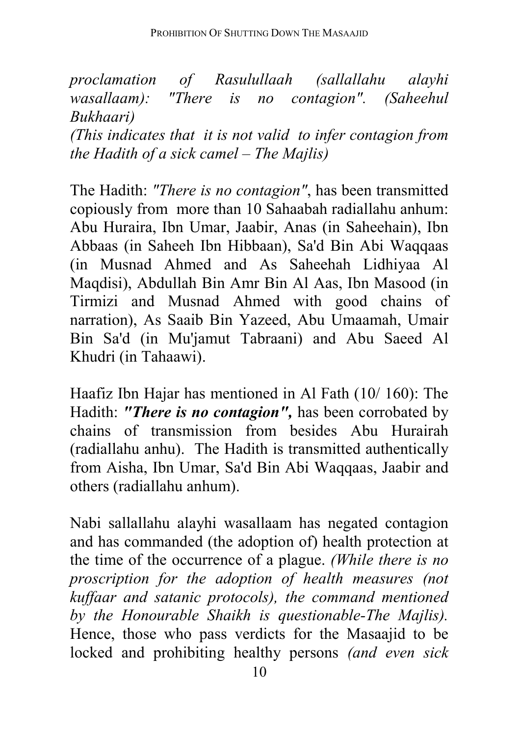*proclamation of Rasulullaah (sallallahu alayhi wasallaam): "There is no contagion". (Saheehul Bukhaari)*

*(This indicates that it is not valid to infer contagion from the Hadith of a sick camel – The Majlis)*

The Hadith: *"There is no contagion"*, has been transmitted copiously from more than 10 Sahaabah radiallahu anhum: Abu Huraira, Ibn Umar, Jaabir, Anas (in Saheehain), Ibn Abbaas (in Saheeh Ibn Hibbaan), Sa'd Bin Abi Waqqaas (in Musnad Ahmed and As Saheehah Lidhiyaa Al Maqdisi), Abdullah Bin Amr Bin Al Aas, Ibn Masood (in Tirmizi and Musnad Ahmed with good chains of narration), As Saaib Bin Yazeed, Abu Umaamah, Umair Bin Sa'd (in Mu'jamut Tabraani) and Abu Saeed Al Khudri (in Tahaawi).

Haafiz Ibn Hajar has mentioned in Al Fath (10/ 160): The Hadith: ***"There is no contagion",*** has been corrobated by chains of transmission from besides Abu Hurairah (radiallahu anhu). The Hadith is transmitted authentically from Aisha, Ibn Umar, Sa'd Bin Abi Waqqaas, Jaabir and others (radiallahu anhum).

Nabi sallallahu alayhi wasallaam has negated contagion and has commanded (the adoption of) health protection at the time of the occurrence of a plague. *(While there is no proscription for the adoption of health measures (not kuffaar and satanic protocols), the command mentioned by the Honourable Shaikh is questionable-The Majlis).* Hence, those who pass verdicts for the Masaajid to be locked and prohibiting healthy persons *(and even sick*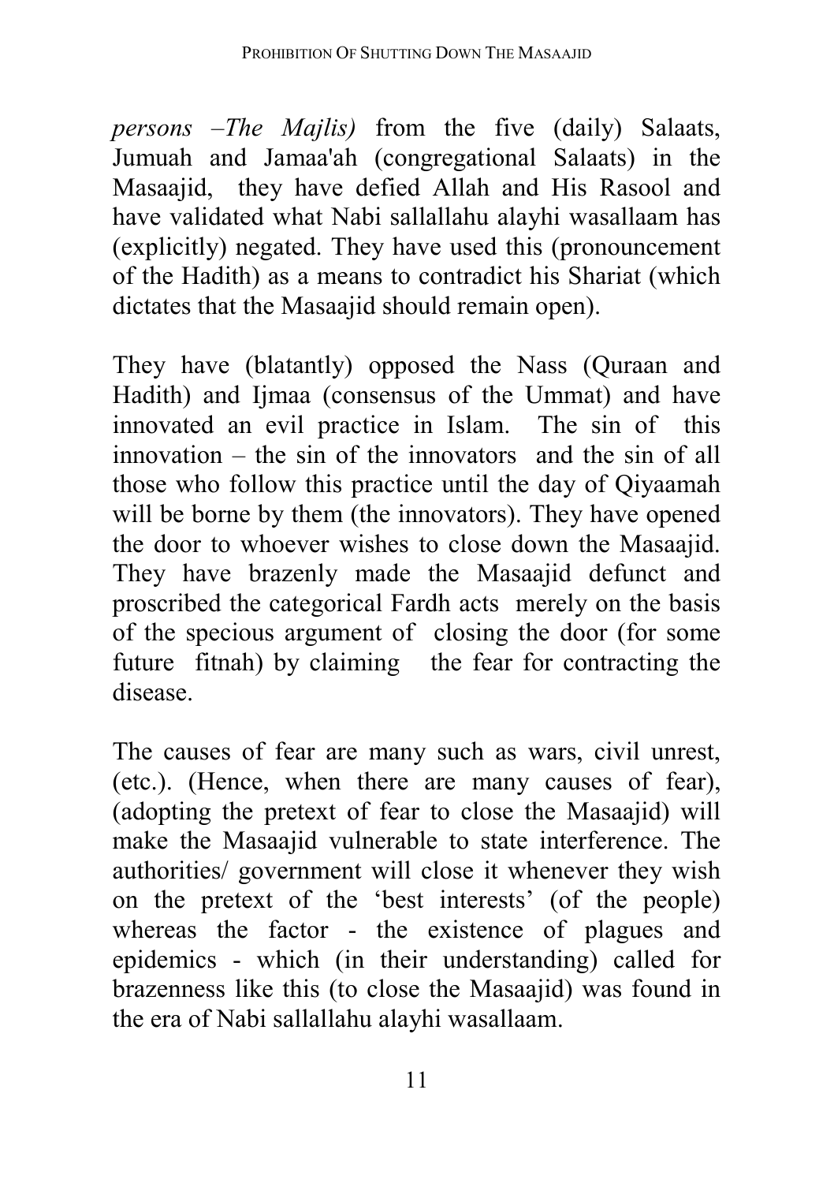*persons –The Majlis)* from the five (daily) Salaats, Jumuah and Jamaa'ah (congregational Salaats) in the Masaajid, they have defied Allah and His Rasool and have validated what Nabi sallallahu alayhi wasallaam has (explicitly) negated. They have used this (pronouncement of the Hadith) as a means to contradict his Shariat (which dictates that the Masaajid should remain open).

They have (blatantly) opposed the Nass (Quraan and Hadith) and Ijmaa (consensus of the Ummat) and have innovated an evil practice in Islam. The sin of this innovation – the sin of the innovators and the sin of all those who follow this practice until the day of Qiyaamah will be borne by them (the innovators). They have opened the door to whoever wishes to close down the Masaajid. They have brazenly made the Masaajid defunct and proscribed the categorical Fardh acts merely on the basis of the specious argument of closing the door (for some future fitnah) by claiming the fear for contracting the disease.

The causes of fear are many such as wars, civil unrest, (etc.). (Hence, when there are many causes of fear), (adopting the pretext of fear to close the Masaajid) will make the Masaajid vulnerable to state interference. The authorities/ government will close it whenever they wish on the pretext of the 'best interests' (of the people) whereas the factor - the existence of plagues and epidemics - which (in their understanding) called for brazenness like this (to close the Masaajid) was found in the era of Nabi sallallahu alayhi wasallaam.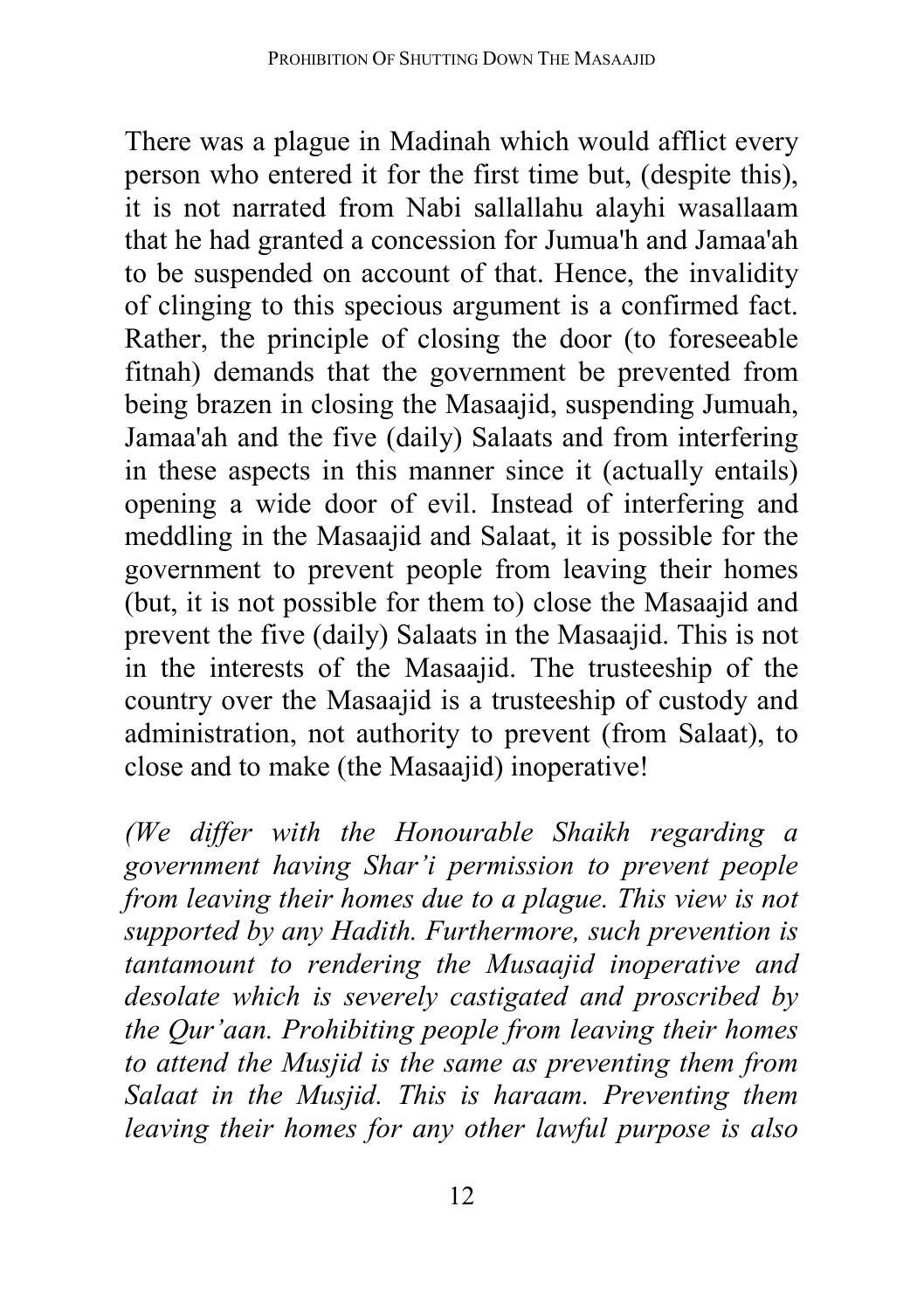There was a plague in Madinah which would afflict every person who entered it for the first time but, (despite this), it is not narrated from Nabi sallallahu alayhi wasallaam that he had granted a concession for Jumua'h and Jamaa'ah to be suspended on account of that. Hence, the invalidity of clinging to this specious argument is a confirmed fact. Rather, the principle of closing the door (to foreseeable fitnah) demands that the government be prevented from being brazen in closing the Masaajid, suspending Jumuah, Jamaa'ah and the five (daily) Salaats and from interfering in these aspects in this manner since it (actually entails) opening a wide door of evil. Instead of interfering and meddling in the Masaajid and Salaat, it is possible for the government to prevent people from leaving their homes (but, it is not possible for them to) close the Masaajid and prevent the five (daily) Salaats in the Masaajid. This is not in the interests of the Masaajid. The trusteeship of the country over the Masaajid is a trusteeship of custody and administration, not authority to prevent (from Salaat), to close and to make (the Masaajid) inoperative!

*(We differ with the Honourable Shaikh regarding a government having Shar'i permission to prevent people from leaving their homes due to a plague. This view is not supported by any Hadith. Furthermore, such prevention is tantamount to rendering the Musaajid inoperative and desolate which is severely castigated and proscribed by the Qur'aan. Prohibiting people from leaving their homes to attend the Musjid is the same as preventing them from Salaat in the Musjid. This is haraam. Preventing them leaving their homes for any other lawful purpose is also*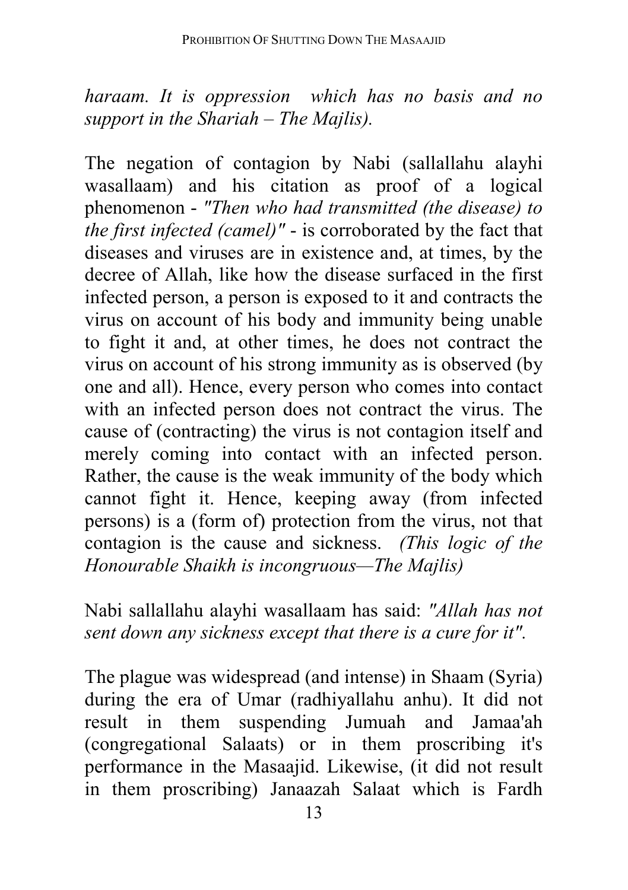*haraam. It is oppression which has no basis and no support in the Shariah – The Majlis).*

The negation of contagion by Nabi (sallallahu alayhi wasallaam) and his citation as proof of a logical phenomenon - *"Then who had transmitted (the disease) to the first infected (camel)"* - is corroborated by the fact that diseases and viruses are in existence and, at times, by the decree of Allah, like how the disease surfaced in the first infected person, a person is exposed to it and contracts the virus on account of his body and immunity being unable to fight it and, at other times, he does not contract the virus on account of his strong immunity as is observed (by one and all). Hence, every person who comes into contact with an infected person does not contract the virus. The cause of (contracting) the virus is not contagion itself and merely coming into contact with an infected person. Rather, the cause is the weak immunity of the body which cannot fight it. Hence, keeping away (from infected persons) is a (form of) protection from the virus, not that contagion is the cause and sickness. *(This logic of the Honourable Shaikh is incongruous—The Majlis)*

Nabi sallallahu alayhi wasallaam has said: *"Allah has not sent down any sickness except that there is a cure for it".*

The plague was widespread (and intense) in Shaam (Syria) during the era of Umar (radhiyallahu anhu). It did not result in them suspending Jumuah and Jamaa'ah (congregational Salaats) or in them proscribing it's performance in the Masaajid. Likewise, (it did not result in them proscribing) Janaazah Salaat which is Fardh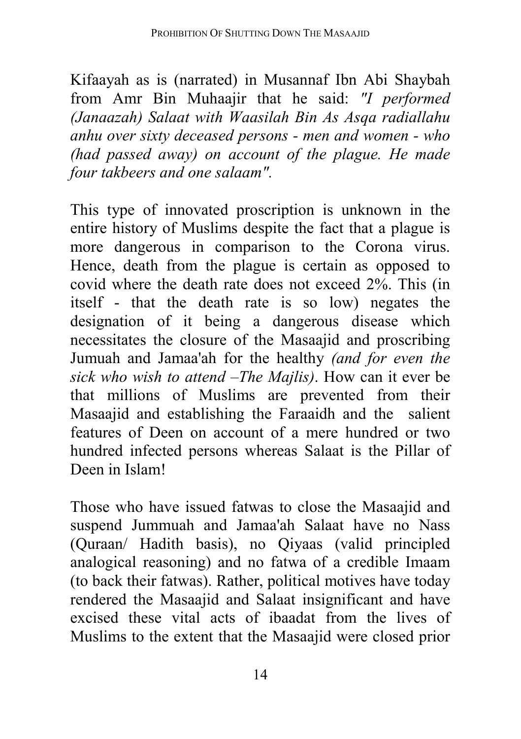Kifaayah as is (narrated) in Musannaf Ibn Abi Shaybah from Amr Bin Muhaajir that he said: *"I performed (Janaazah) Salaat with Waasilah Bin As Asqa radiallahu anhu over sixty deceased persons - men and women - who (had passed away) on account of the plague. He made four takbeers and one salaam".*

This type of innovated proscription is unknown in the entire history of Muslims despite the fact that a plague is more dangerous in comparison to the Corona virus. Hence, death from the plague is certain as opposed to covid where the death rate does not exceed 2%. This (in itself - that the death rate is so low) negates the designation of it being a dangerous disease which necessitates the closure of the Masaajid and proscribing Jumuah and Jamaa'ah for the healthy *(and for even the sick who wish to attend –The Majlis)*. How can it ever be that millions of Muslims are prevented from their Masaajid and establishing the Faraaidh and the salient features of Deen on account of a mere hundred or two hundred infected persons whereas Salaat is the Pillar of Deen in Islam!

Those who have issued fatwas to close the Masaajid and suspend Jummuah and Jamaa'ah Salaat have no Nass (Quraan/ Hadith basis), no Qiyaas (valid principled analogical reasoning) and no fatwa of a credible Imaam (to back their fatwas). Rather, political motives have today rendered the Masaajid and Salaat insignificant and have excised these vital acts of ibaadat from the lives of Muslims to the extent that the Masaajid were closed prior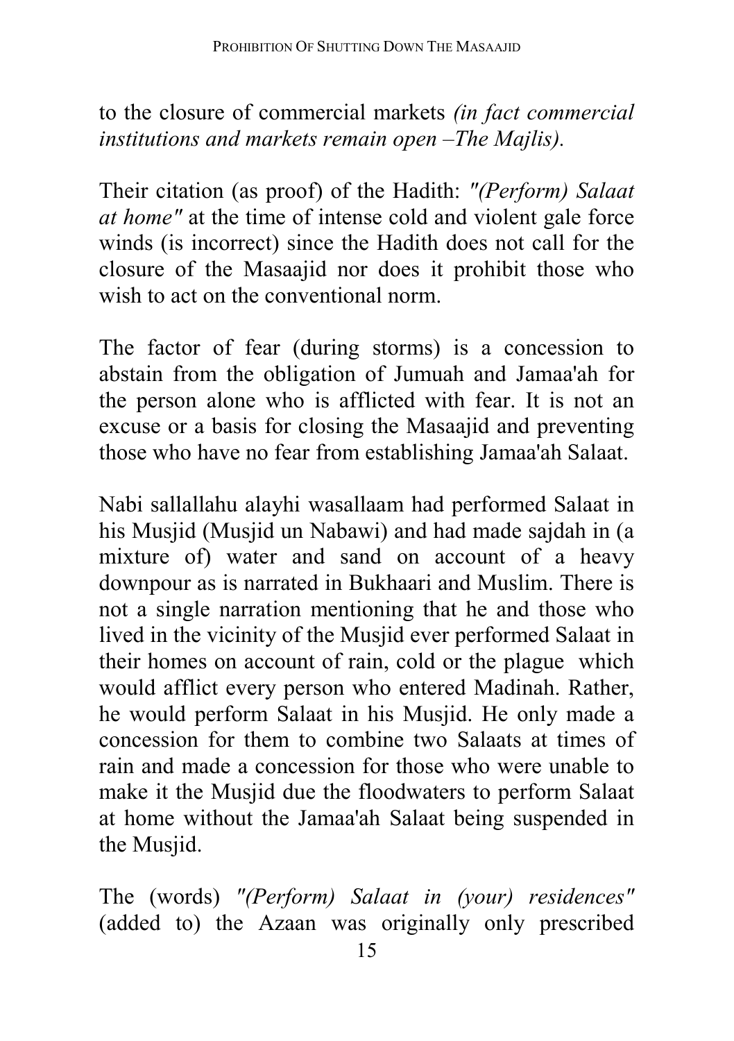to the closure of commercial markets *(in fact commercial institutions and markets remain open –The Majlis).*

Their citation (as proof) of the Hadith: *"(Perform) Salaat at home"* at the time of intense cold and violent gale force winds (is incorrect) since the Hadith does not call for the closure of the Masaajid nor does it prohibit those who wish to act on the conventional norm.

The factor of fear (during storms) is a concession to abstain from the obligation of Jumuah and Jamaa'ah for the person alone who is afflicted with fear. It is not an excuse or a basis for closing the Masaajid and preventing those who have no fear from establishing Jamaa'ah Salaat.

Nabi sallallahu alayhi wasallaam had performed Salaat in his Musjid (Musjid un Nabawi) and had made sajdah in (a mixture of) water and sand on account of a heavy downpour as is narrated in Bukhaari and Muslim. There is not a single narration mentioning that he and those who lived in the vicinity of the Musjid ever performed Salaat in their homes on account of rain, cold or the plague which would afflict every person who entered Madinah. Rather, he would perform Salaat in his Musjid. He only made a concession for them to combine two Salaats at times of rain and made a concession for those who were unable to make it the Musjid due the floodwaters to perform Salaat at home without the Jamaa'ah Salaat being suspended in the Musjid.

The (words) *"(Perform) Salaat in (your) residences"* (added to) the Azaan was originally only prescribed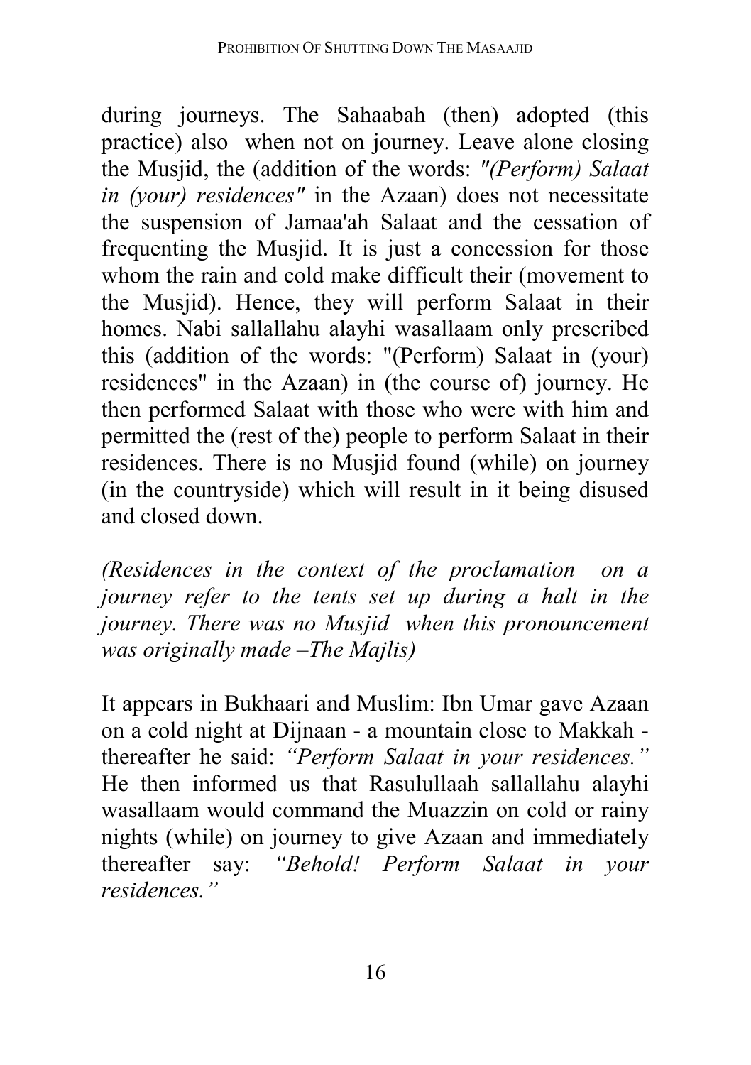during journeys. The Sahaabah (then) adopted (this practice) also when not on journey. Leave alone closing the Musjid, the (addition of the words: *"(Perform) Salaat in (your) residences"* in the Azaan) does not necessitate the suspension of Jamaa'ah Salaat and the cessation of frequenting the Musjid. It is just a concession for those whom the rain and cold make difficult their (movement to the Musjid). Hence, they will perform Salaat in their homes. Nabi sallallahu alayhi wasallaam only prescribed this (addition of the words: "(Perform) Salaat in (your) residences" in the Azaan) in (the course of) journey. He then performed Salaat with those who were with him and permitted the (rest of the) people to perform Salaat in their residences. There is no Musjid found (while) on journey (in the countryside) which will result in it being disused and closed down.

*(Residences in the context of the proclamation on a journey refer to the tents set up during a halt in the journey. There was no Musjid when this pronouncement was originally made –The Majlis)*

It appears in Bukhaari and Muslim: Ibn Umar gave Azaan on a cold night at Dijnaan - a mountain close to Makkah - thereafter he said: *"Perform Salaat in your residences."* He then informed us that Rasulullaah sallallahu alayhi wasallaam would command the Muazzin on cold or rainy nights (while) on journey to give Azaan and immediately thereafter say: *"Behold! Perform Salaat in your residences."*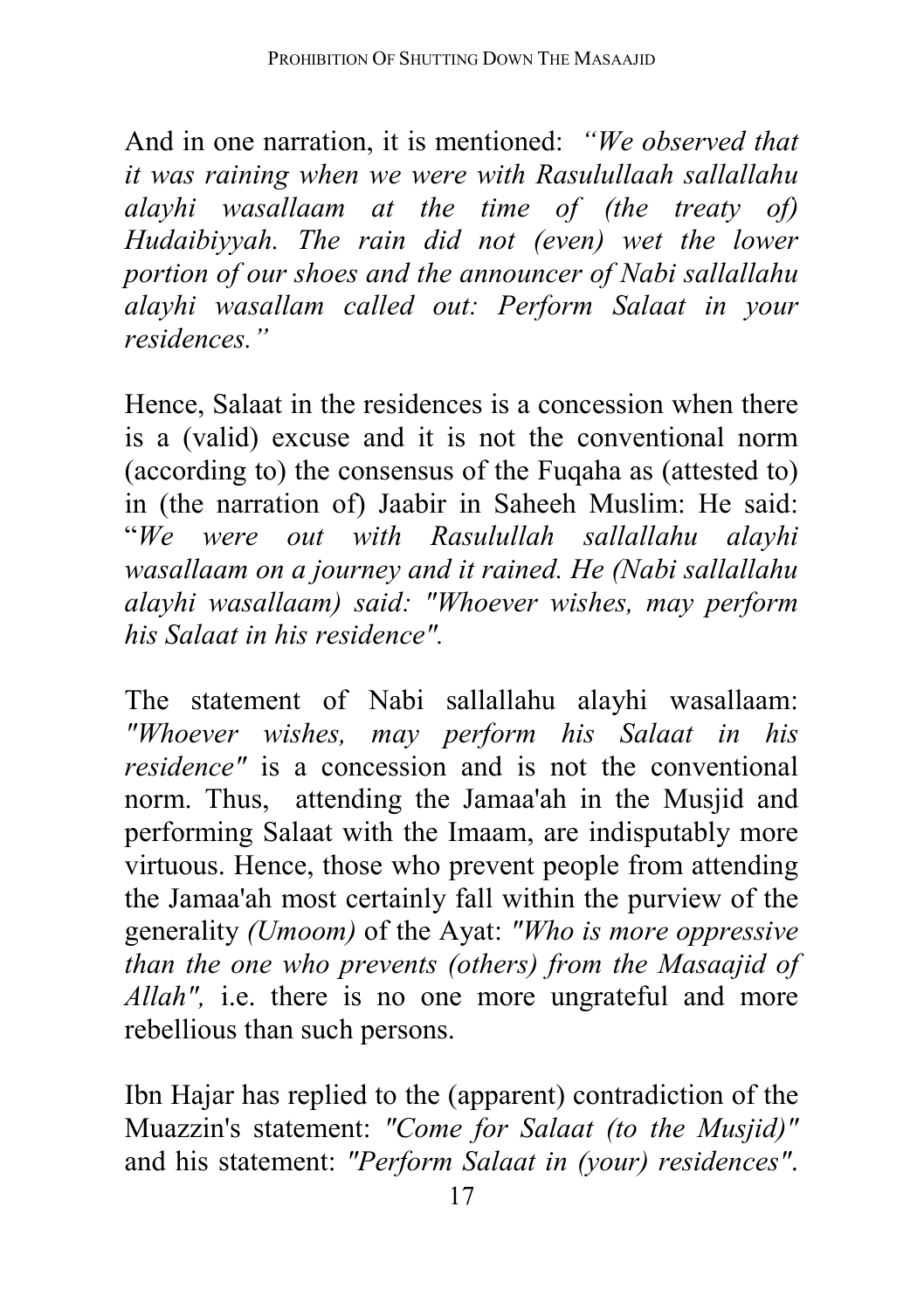And in one narration, it is mentioned: *"We observed that it was raining when we were with Rasulullaah sallallahu alayhi wasallaam at the time of (the treaty of) Hudaibiyyah. The rain did not (even) wet the lower portion of our shoes and the announcer of Nabi sallallahu alayhi wasallam called out: Perform Salaat in your residences."*

Hence, Salaat in the residences is a concession when there is a (valid) excuse and it is not the conventional norm (according to) the consensus of the Fuqaha as (attested to) in (the narration of) Jaabir in Saheeh Muslim: He said: "*We were out with Rasulullah sallallahu alayhi wasallaam on a journey and it rained. He (Nabi sallallahu alayhi wasallaam) said: "Whoever wishes, may perform his Salaat in his residence".*

The statement of Nabi sallallahu alayhi wasallaam: *"Whoever wishes, may perform his Salaat in his residence"* is a concession and is not the conventional norm. Thus, attending the Jamaa'ah in the Musjid and performing Salaat with the Imaam, are indisputably more virtuous. Hence, those who prevent people from attending the Jamaa'ah most certainly fall within the purview of the generality *(Umoom)* of the Ayat: *"Who is more oppressive than the one who prevents (others) from the Masaajid of Allah",* i.e. there is no one more ungrateful and more rebellious than such persons.

Ibn Hajar has replied to the (apparent) contradiction of the Muazzin's statement: *"Come for Salaat (to the Musjid)"* and his statement: *"Perform Salaat in (your) residences".*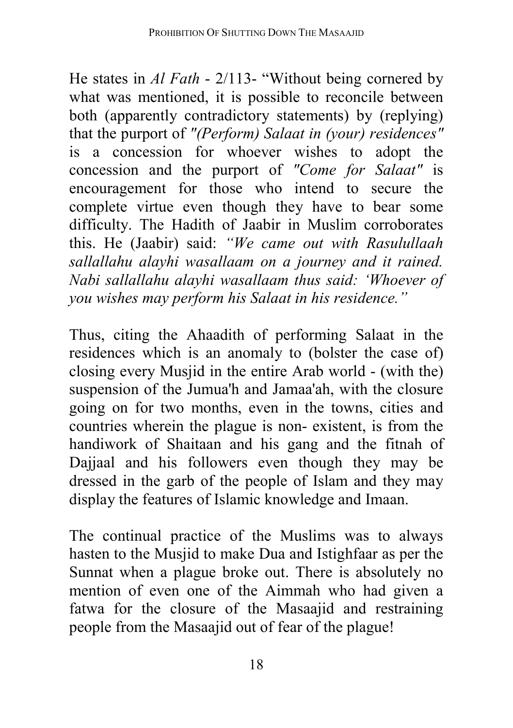He states in *Al Fath* - 2/113- "Without being cornered by what was mentioned, it is possible to reconcile between both (apparently contradictory statements) by (replying) that the purport of *"(Perform) Salaat in (your) residences"* is a concession for whoever wishes to adopt the concession and the purport of *"Come for Salaat"* is encouragement for those who intend to secure the complete virtue even though they have to bear some difficulty. The Hadith of Jaabir in Muslim corroborates this. He (Jaabir) said: *"We came out with Rasulullaah sallallahu alayhi wasallaam on a journey and it rained. Nabi sallallahu alayhi wasallaam thus said: 'Whoever of you wishes may perform his Salaat in his residence."*

Thus, citing the Ahaadith of performing Salaat in the residences which is an anomaly to (bolster the case of) closing every Musjid in the entire Arab world - (with the) suspension of the Jumua'h and Jamaa'ah, with the closure going on for two months, even in the towns, cities and countries wherein the plague is non- existent, is from the handiwork of Shaitaan and his gang and the fitnah of Dajjaal and his followers even though they may be dressed in the garb of the people of Islam and they may display the features of Islamic knowledge and Imaan.

The continual practice of the Muslims was to always hasten to the Musjid to make Dua and Istighfaar as per the Sunnat when a plague broke out. There is absolutely no mention of even one of the Aimmah who had given a fatwa for the closure of the Masaajid and restraining people from the Masaajid out of fear of the plague!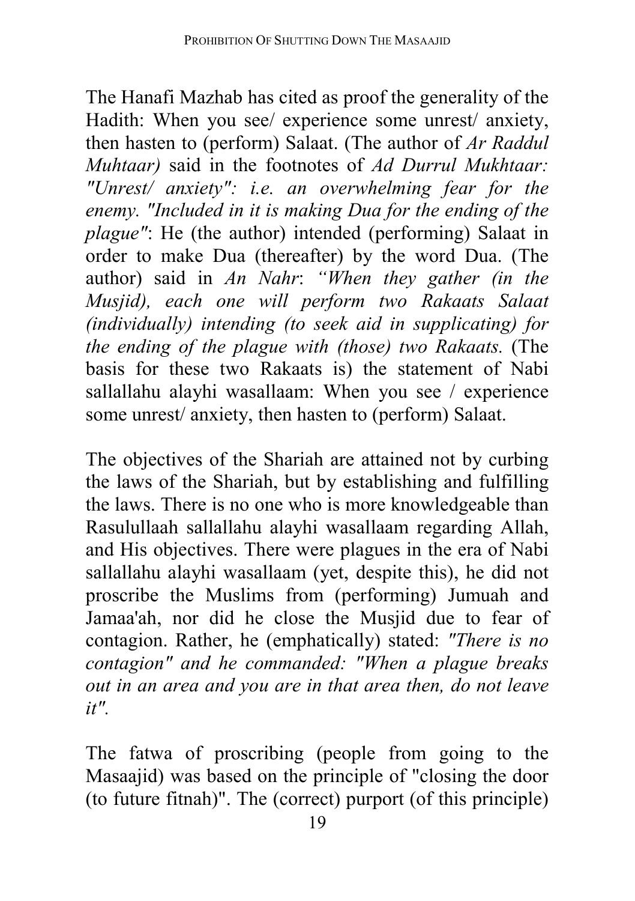The Hanafi Mazhab has cited as proof the generality of the Hadith: When you see/ experience some unrest/ anxiety, then hasten to (perform) Salaat. (The author of *Ar Raddul Muhtaar)* said in the footnotes of *Ad Durrul Mukhtaar: "Unrest/ anxiety": i.e. an overwhelming fear for the enemy. "Included in it is making Dua for the ending of the plague"*: He (the author) intended (performing) Salaat in order to make Dua (thereafter) by the word Dua. (The author) said in *An Nahr*: *"When they gather (in the Musjid), each one will perform two Rakaats Salaat (individually) intending (to seek aid in supplicating) for the ending of the plague with (those) two Rakaats.* (The basis for these two Rakaats is) the statement of Nabi sallallahu alayhi wasallaam: When you see / experience some unrest/ anxiety, then hasten to (perform) Salaat.

The objectives of the Shariah are attained not by curbing the laws of the Shariah, but by establishing and fulfilling the laws. There is no one who is more knowledgeable than Rasulullaah sallallahu alayhi wasallaam regarding Allah, and His objectives. There were plagues in the era of Nabi sallallahu alayhi wasallaam (yet, despite this), he did not proscribe the Muslims from (performing) Jumuah and Jamaa'ah, nor did he close the Musjid due to fear of contagion. Rather, he (emphatically) stated: *"There is no contagion" and he commanded: "When a plague breaks out in an area and you are in that area then, do not leave it".*

The fatwa of proscribing (people from going to the Masaajid) was based on the principle of "closing the door (to future fitnah)". The (correct) purport (of this principle)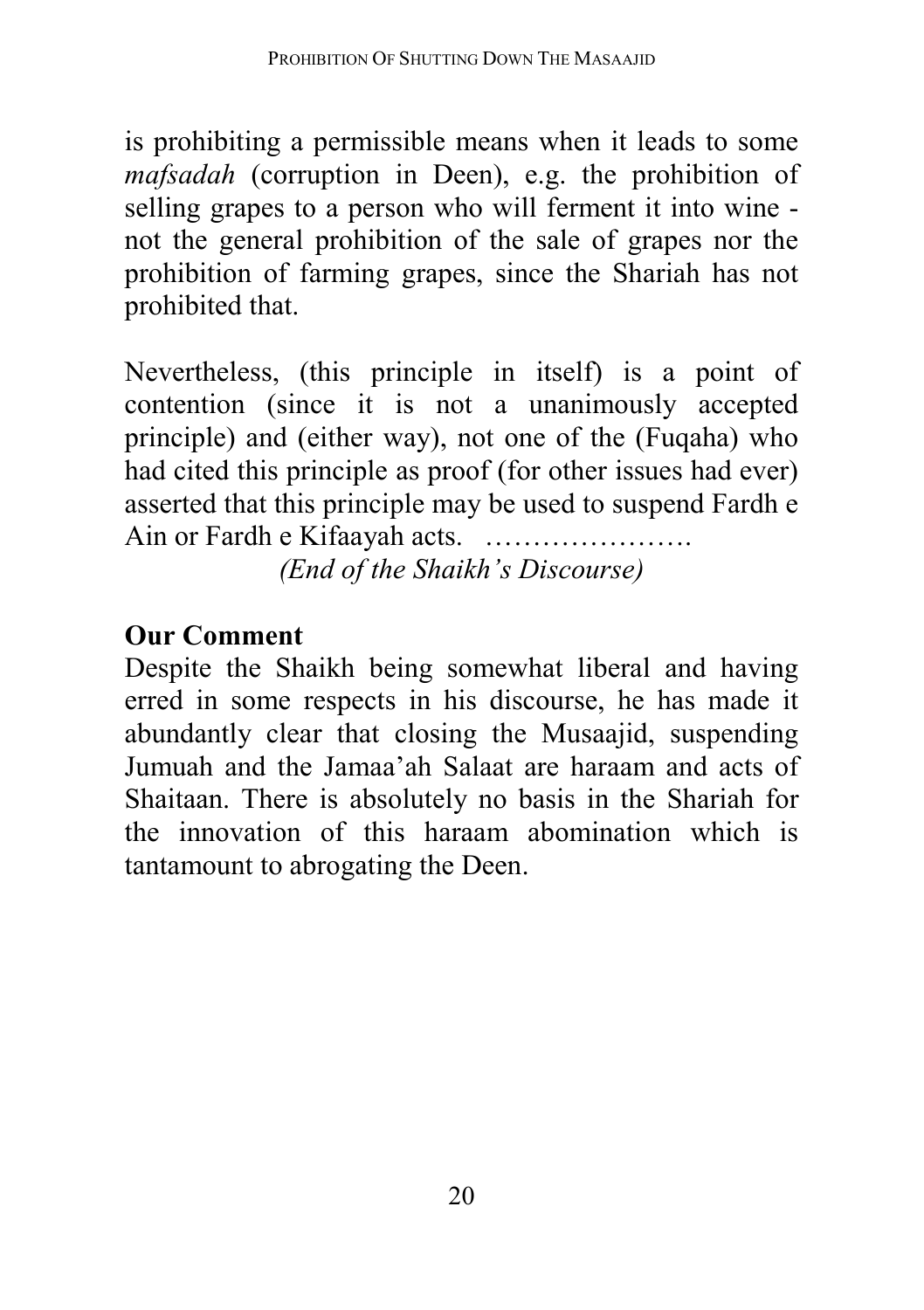is prohibiting a permissible means when it leads to some *mafsadah* (corruption in Deen), e.g. the prohibition of selling grapes to a person who will ferment it into wine - not the general prohibition of the sale of grapes nor the prohibition of farming grapes, since the Shariah has not prohibited that.

Nevertheless, (this principle in itself) is a point of contention (since it is not a unanimously accepted principle) and (either way), not one of the (Fuqaha) who had cited this principle as proof (for other issues had ever) asserted that this principle may be used to suspend Fardh e Ain or Fardh e Kifaayah acts. ………………….

*(End of the Shaikh's Discourse)*

**Our Comment**

Despite the Shaikh being somewhat liberal and having erred in some respects in his discourse, he has made it abundantly clear that closing the Musaajid, suspending Jumuah and the Jamaa'ah Salaat are haraam and acts of Shaitaan. There is absolutely no basis in the Shariah for the innovation of this haraam abomination which is tantamount to abrogating the Deen.